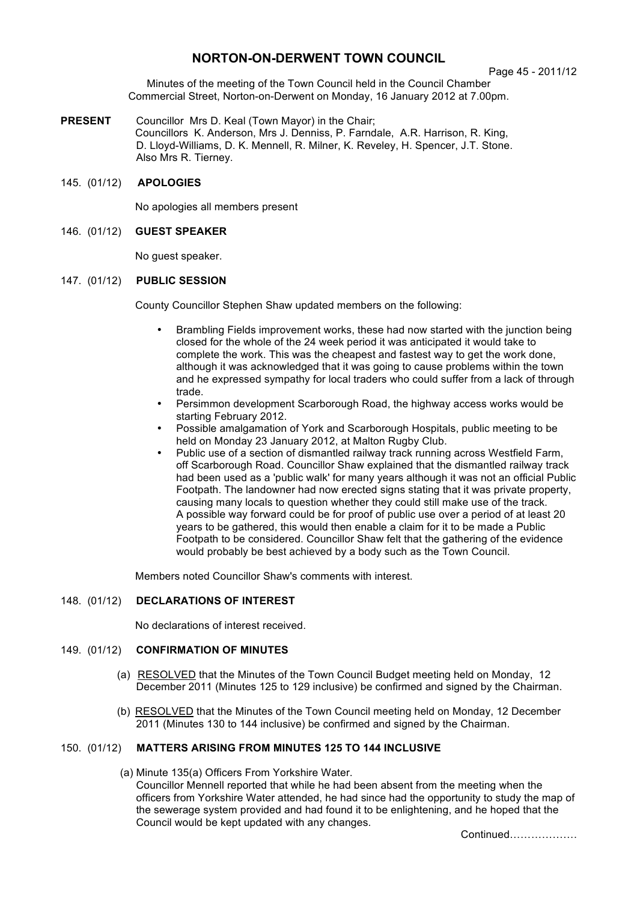# NORTON-ON-DERWENT TOWN COUNCIL

Minutes of the meeting of the Town Council held in the Council Chamber Commercial Street, Norton-on-Derwent on Monday, 16 January 2012 at 7.00pm.

**PRESENT** Councillor Mrs D. Keal (Town Mayor) in the Chair;
Councillors K. Anderson, Mrs J. Denniss, P. Farndale, A.R. Harrison, R. King, D. Lloyd-Williams, D. K. Mennell, R. Milner, K. Reveley, H. Spencer, J.T. Stone.
Also Mrs R. Tierney.

145. (01/12) **APOLOGIES**

No apologies all members present

146. (01/12) **GUEST SPEAKER**

No guest speaker.

147. (01/12) **PUBLIC SESSION**

County Councillor Stephen Shaw updated members on the following:

- Brambling Fields improvement works, these had now started with the junction being closed for the whole of the 24 week period it was anticipated it would take to complete the work. This was the cheapest and fastest way to get the work done, although it was acknowledged that it was going to cause problems within the town and he expressed sympathy for local traders who could suffer from a lack of through trade.
- Persimmon development Scarborough Road, the highway access works would be starting February 2012.
- Possible amalgamation of York and Scarborough Hospitals, public meeting to be held on Monday 23 January 2012, at Malton Rugby Club.
- Public use of a section of dismantled railway track running across Westfield Farm, off Scarborough Road. Councillor Shaw explained that the dismantled railway track had been used as a 'public walk' for many years although it was not an official Public Footpath. The landowner had now erected signs stating that it was private property, causing many locals to question whether they could still make use of the track. A possible way forward could be for proof of public use over a period of at least 20 years to be gathered, this would then enable a claim for it to be made a Public Footpath to be considered. Councillor Shaw felt that the gathering of the evidence would probably be best achieved by a body such as the Town Council.

Members noted Councillor Shaw's comments with interest.

148. (01/12) **DECLARATIONS OF INTEREST**

No declarations of interest received.

149. (01/12) **CONFIRMATION OF MINUTES**

(a) RESOLVED that the Minutes of the Town Council Budget meeting held on Monday, 12 December 2011 (Minutes 125 to 129 inclusive) be confirmed and signed by the Chairman.

(b) RESOLVED that the Minutes of the Town Council meeting held on Monday, 12 December 2011 (Minutes 130 to 144 inclusive) be confirmed and signed by the Chairman.

150. (01/12) **MATTERS ARISING FROM MINUTES 125 TO 144 INCLUSIVE**

(a) Minute 135(a) Officers From Yorkshire Water.
Councillor Mennell reported that while he had been absent from the meeting when the officers from Yorkshire Water attended, he had since had the opportunity to study the map of the sewerage system provided and had found it to be enlightening, and he hoped that the Council would be kept updated with any changes.

Continued……………….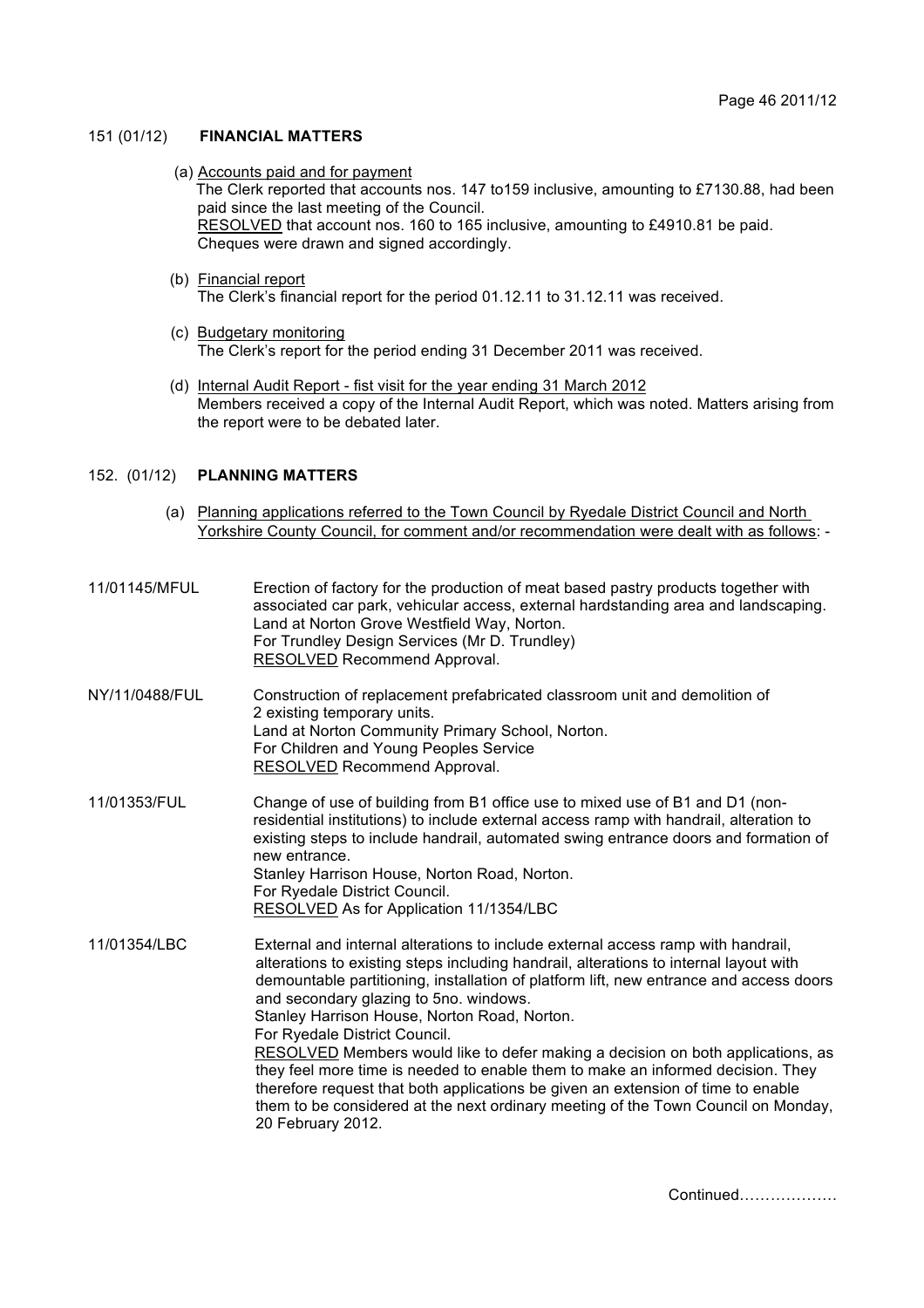## 151 (01/12) FINANCIAL MATTERS

(a) Accounts paid and for payment
The Clerk reported that accounts nos. 147 to159 inclusive, amounting to £7130.88, had been paid since the last meeting of the Council.
RESOLVED that account nos. 160 to 165 inclusive, amounting to £4910.81 be paid. Cheques were drawn and signed accordingly.

(b) Financial report
The Clerk's financial report for the period 01.12.11 to 31.12.11 was received.

(c) Budgetary monitoring
The Clerk's report for the period ending 31 December 2011 was received.

(d) Internal Audit Report - fist visit for the year ending 31 March 2012
Members received a copy of the Internal Audit Report, which was noted. Matters arising from the report were to be debated later.

## 152. (01/12) PLANNING MATTERS

(a) Planning applications referred to the Town Council by Ryedale District Council and North Yorkshire County Council, for comment and/or recommendation were dealt with as follows: -

**11/01145/MFUL**
Erection of factory for the production of meat based pastry products together with associated car park, vehicular access, external hardstanding area and landscaping.
Land at Norton Grove Westfield Way, Norton.
For Trundley Design Services (Mr D. Trundley)
RESOLVED Recommend Approval.

**NY/11/0488/FUL**
Construction of replacement prefabricated classroom unit and demolition of 2 existing temporary units.
Land at Norton Community Primary School, Norton.
For Children and Young Peoples Service
RESOLVED Recommend Approval.

**11/01353/FUL**
Change of use of building from B1 office use to mixed use of B1 and D1 (non-residential institutions) to include external access ramp with handrail, alteration to existing steps to include handrail, automated swing entrance doors and formation of new entrance.
Stanley Harrison House, Norton Road, Norton.
For Ryedale District Council.
RESOLVED As for Application 11/1354/LBC

**11/01354/LBC**
External and internal alterations to include external access ramp with handrail, alterations to existing steps including handrail, alterations to internal layout with demountable partitioning, installation of platform lift, new entrance and access doors and secondary glazing to 5no. windows.
Stanley Harrison House, Norton Road, Norton.
For Ryedale District Council.
RESOLVED Members would like to defer making a decision on both applications, as they feel more time is needed to enable them to make an informed decision. They therefore request that both applications be given an extension of time to enable them to be considered at the next ordinary meeting of the Town Council on Monday, 20 February 2012.

Continued……………….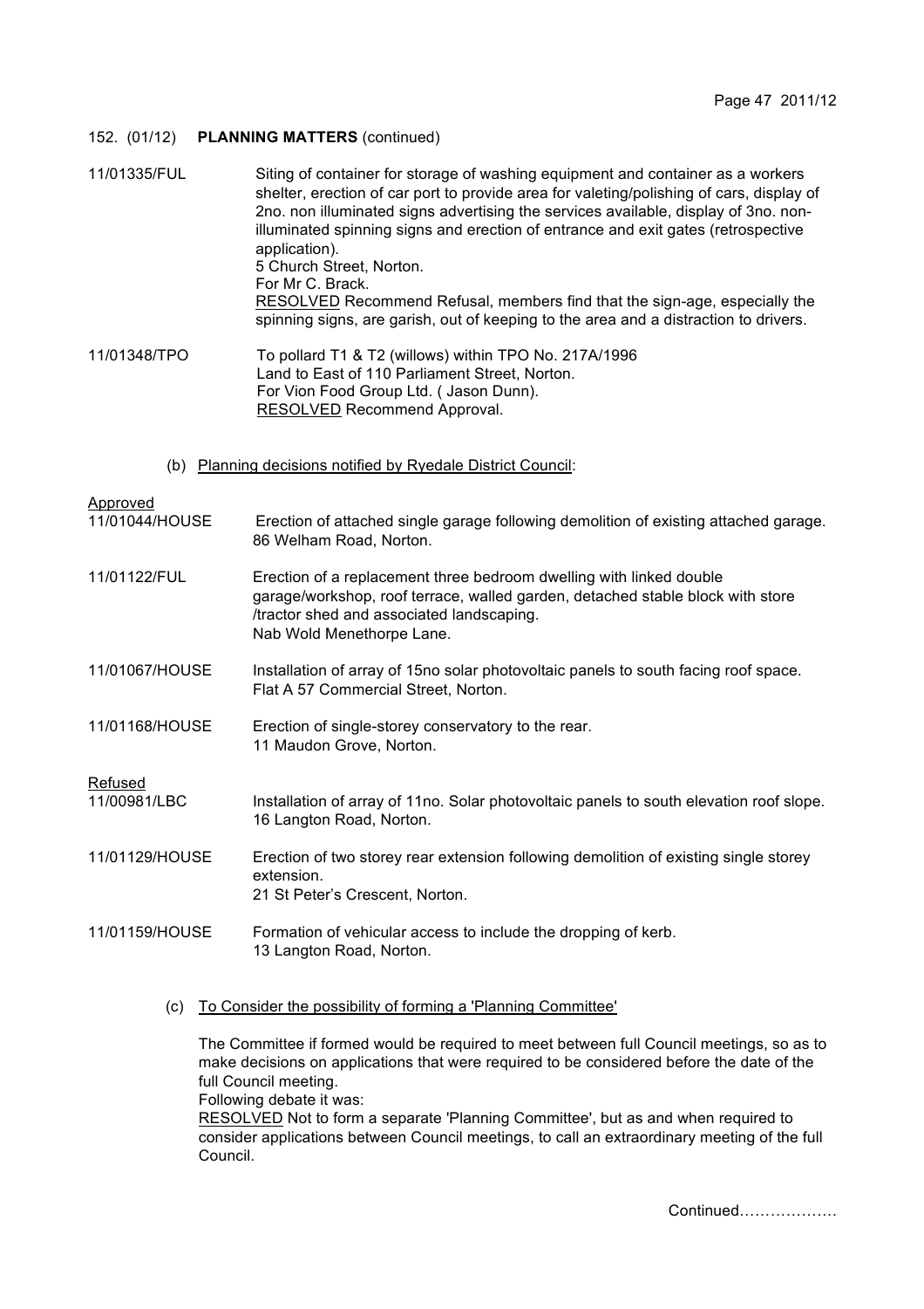152. (01/12) **PLANNING MATTERS** (continued)

11/01335/FUL — Siting of container for storage of washing equipment and container as a workers shelter, erection of car port to provide area for valeting/polishing of cars, display of 2no. non illuminated signs advertising the services available, display of 3no. non-illuminated spinning signs and erection of entrance and exit gates (retrospective application).
5 Church Street, Norton.
For Mr C. Brack.
RESOLVED Recommend Refusal, members find that the sign-age, especially the spinning signs, are garish, out of keeping to the area and a distraction to drivers.

11/01348/TPO — To pollard T1 & T2 (willows) within TPO No. 217A/1996
Land to East of 110 Parliament Street, Norton.
For Vion Food Group Ltd. ( Jason Dunn).
RESOLVED Recommend Approval.

(b) Planning decisions notified by Ryedale District Council:

Approved

11/01044/HOUSE — Erection of attached single garage following demolition of existing attached garage.
86 Welham Road, Norton.

11/01122/FUL — Erection of a replacement three bedroom dwelling with linked double garage/workshop, roof terrace, walled garden, detached stable block with store /tractor shed and associated landscaping.
Nab Wold Menethorpe Lane.

11/01067/HOUSE — Installation of array of 15no solar photovoltaic panels to south facing roof space.
Flat A 57 Commercial Street, Norton.

11/01168/HOUSE — Erection of single-storey conservatory to the rear.
11 Maudon Grove, Norton.

Refused

11/00981/LBC — Installation of array of 11no. Solar photovoltaic panels to south elevation roof slope.
16 Langton Road, Norton.

11/01129/HOUSE — Erection of two storey rear extension following demolition of existing single storey extension.
21 St Peter's Crescent, Norton.

11/01159/HOUSE — Formation of vehicular access to include the dropping of kerb.
13 Langton Road, Norton.

(c) To Consider the possibility of forming a 'Planning Committee'

The Committee if formed would be required to meet between full Council meetings, so as to make decisions on applications that were required to be considered before the date of the full Council meeting.
Following debate it was:
RESOLVED Not to form a separate 'Planning Committee', but as and when required to consider applications between Council meetings, to call an extraordinary meeting of the full Council.

Continued………………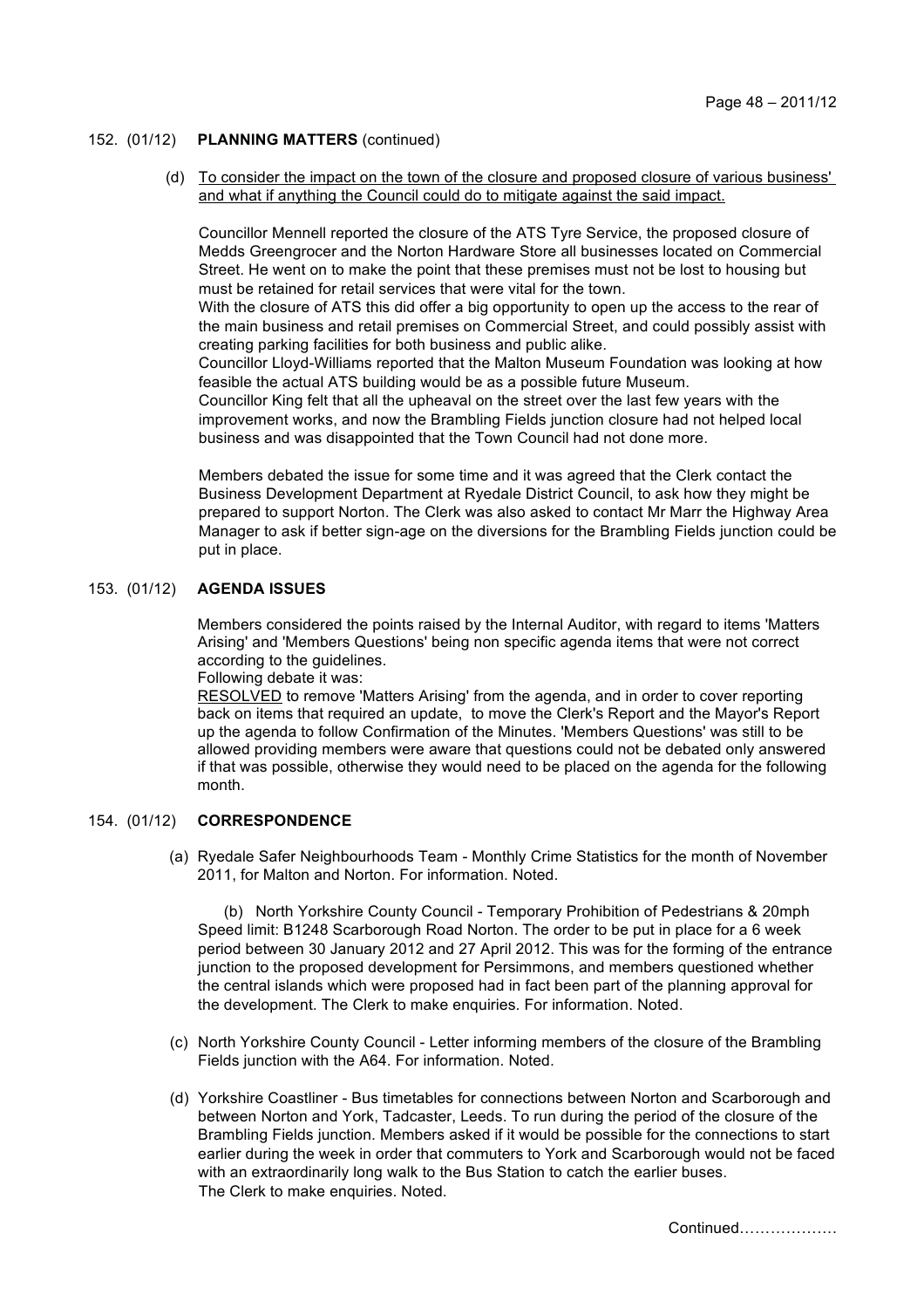152. (01/12) **PLANNING MATTERS** (continued)

(d) To consider the impact on the town of the closure and proposed closure of various business' and what if anything the Council could do to mitigate against the said impact.

Councillor Mennell reported the closure of the ATS Tyre Service, the proposed closure of Medds Greengrocer and the Norton Hardware Store all businesses located on Commercial Street. He went on to make the point that these premises must not be lost to housing but must be retained for retail services that were vital for the town.
With the closure of ATS this did offer a big opportunity to open up the access to the rear of the main business and retail premises on Commercial Street, and could possibly assist with creating parking facilities for both business and public alike.
Councillor Lloyd-Williams reported that the Malton Museum Foundation was looking at how feasible the actual ATS building would be as a possible future Museum.
Councillor King felt that all the upheaval on the street over the last few years with the improvement works, and now the Brambling Fields junction closure had not helped local business and was disappointed that the Town Council had not done more.

Members debated the issue for some time and it was agreed that the Clerk contact the Business Development Department at Ryedale District Council, to ask how they might be prepared to support Norton. The Clerk was also asked to contact Mr Marr the Highway Area Manager to ask if better sign-age on the diversions for the Brambling Fields junction could be put in place.

153. (01/12) **AGENDA ISSUES**

Members considered the points raised by the Internal Auditor, with regard to items 'Matters Arising' and 'Members Questions' being non specific agenda items that were not correct according to the guidelines.
Following debate it was:
RESOLVED to remove 'Matters Arising' from the agenda, and in order to cover reporting back on items that required an update, to move the Clerk's Report and the Mayor's Report up the agenda to follow Confirmation of the Minutes. 'Members Questions' was still to be allowed providing members were aware that questions could not be debated only answered if that was possible, otherwise they would need to be placed on the agenda for the following month.

154. (01/12) **CORRESPONDENCE**

(a) Ryedale Safer Neighbourhoods Team - Monthly Crime Statistics for the month of November 2011, for Malton and Norton. For information. Noted.

(b) North Yorkshire County Council - Temporary Prohibition of Pedestrians & 20mph Speed limit: B1248 Scarborough Road Norton. The order to be put in place for a 6 week period between 30 January 2012 and 27 April 2012. This was for the forming of the entrance junction to the proposed development for Persimmons, and members questioned whether the central islands which were proposed had in fact been part of the planning approval for the development. The Clerk to make enquiries. For information. Noted.

(c) North Yorkshire County Council - Letter informing members of the closure of the Brambling Fields junction with the A64. For information. Noted.

(d) Yorkshire Coastliner - Bus timetables for connections between Norton and Scarborough and between Norton and York, Tadcaster, Leeds. To run during the period of the closure of the Brambling Fields junction. Members asked if it would be possible for the connections to start earlier during the week in order that commuters to York and Scarborough would not be faced with an extraordinarily long walk to the Bus Station to catch the earlier buses.
The Clerk to make enquiries. Noted.

Continued……………….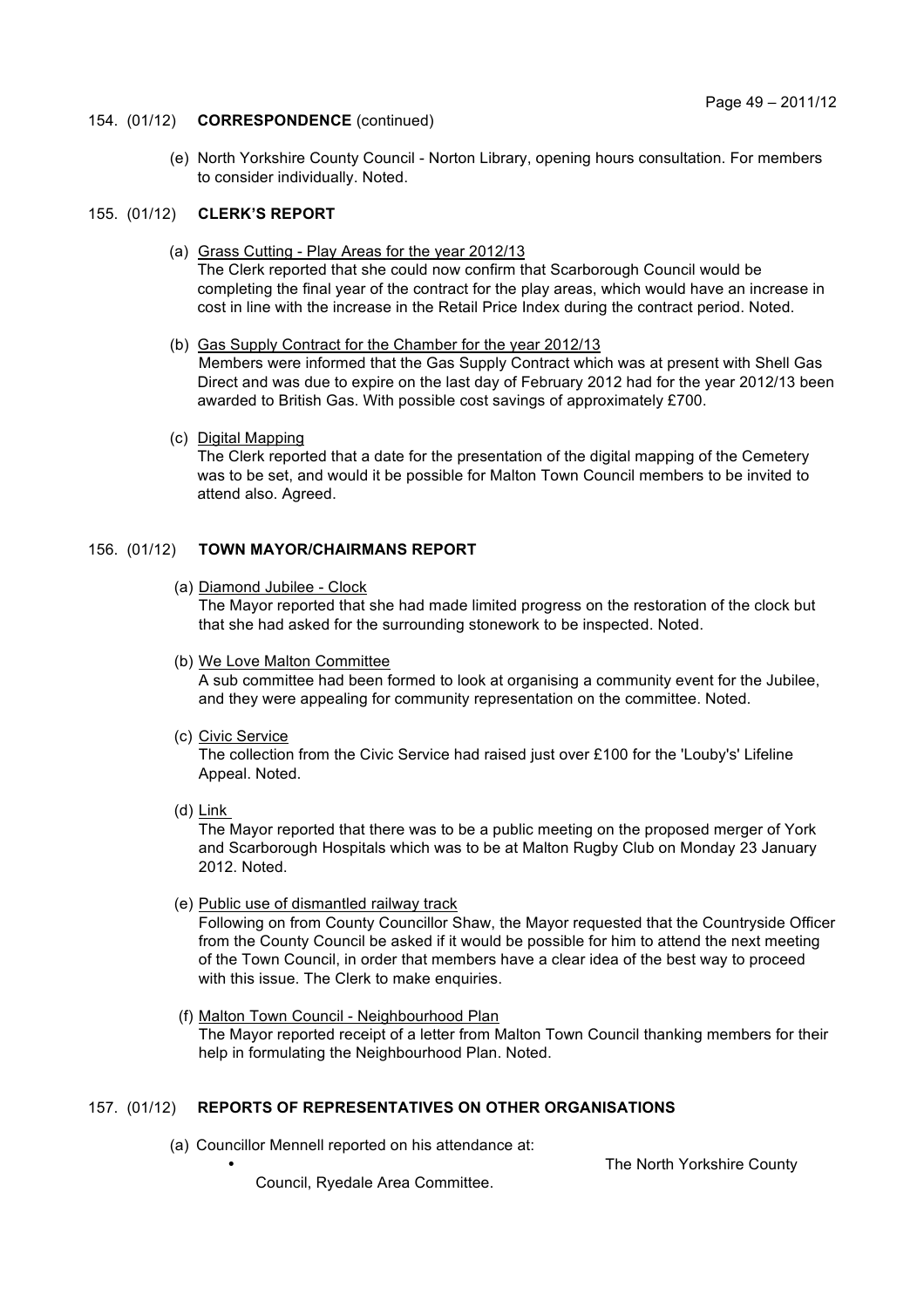154. (01/12) **CORRESPONDENCE** (continued)

(e) North Yorkshire County Council - Norton Library, opening hours consultation. For members to consider individually. Noted.

155. (01/12) **CLERK'S REPORT**

(a) Grass Cutting - Play Areas for the year 2012/13
The Clerk reported that she could now confirm that Scarborough Council would be completing the final year of the contract for the play areas, which would have an increase in cost in line with the increase in the Retail Price Index during the contract period. Noted.

(b) Gas Supply Contract for the Chamber for the year 2012/13
Members were informed that the Gas Supply Contract which was at present with Shell Gas Direct and was due to expire on the last day of February 2012 had for the year 2012/13 been awarded to British Gas. With possible cost savings of approximately £700.

(c) Digital Mapping
The Clerk reported that a date for the presentation of the digital mapping of the Cemetery was to be set, and would it be possible for Malton Town Council members to be invited to attend also. Agreed.

156. (01/12) **TOWN MAYOR/CHAIRMANS REPORT**

(a) Diamond Jubilee - Clock
The Mayor reported that she had made limited progress on the restoration of the clock but that she had asked for the surrounding stonework to be inspected. Noted.

(b) We Love Malton Committee
A sub committee had been formed to look at organising a community event for the Jubilee, and they were appealing for community representation on the committee. Noted.

(c) Civic Service
The collection from the Civic Service had raised just over £100 for the 'Louby's' Lifeline Appeal. Noted.

(d) Link
The Mayor reported that there was to be a public meeting on the proposed merger of York and Scarborough Hospitals which was to be at Malton Rugby Club on Monday 23 January 2012. Noted.

(e) Public use of dismantled railway track
Following on from County Councillor Shaw, the Mayor requested that the Countryside Officer from the County Council be asked if it would be possible for him to attend the next meeting of the Town Council, in order that members have a clear idea of the best way to proceed with this issue. The Clerk to make enquiries.

(f) Malton Town Council - Neighbourhood Plan
The Mayor reported receipt of a letter from Malton Town Council thanking members for their help in formulating the Neighbourhood Plan. Noted.

157. (01/12) **REPORTS OF REPRESENTATIVES ON OTHER ORGANISATIONS**

(a) Councillor Mennell reported on his attendance at:

- The North Yorkshire County Council, Ryedale Area Committee.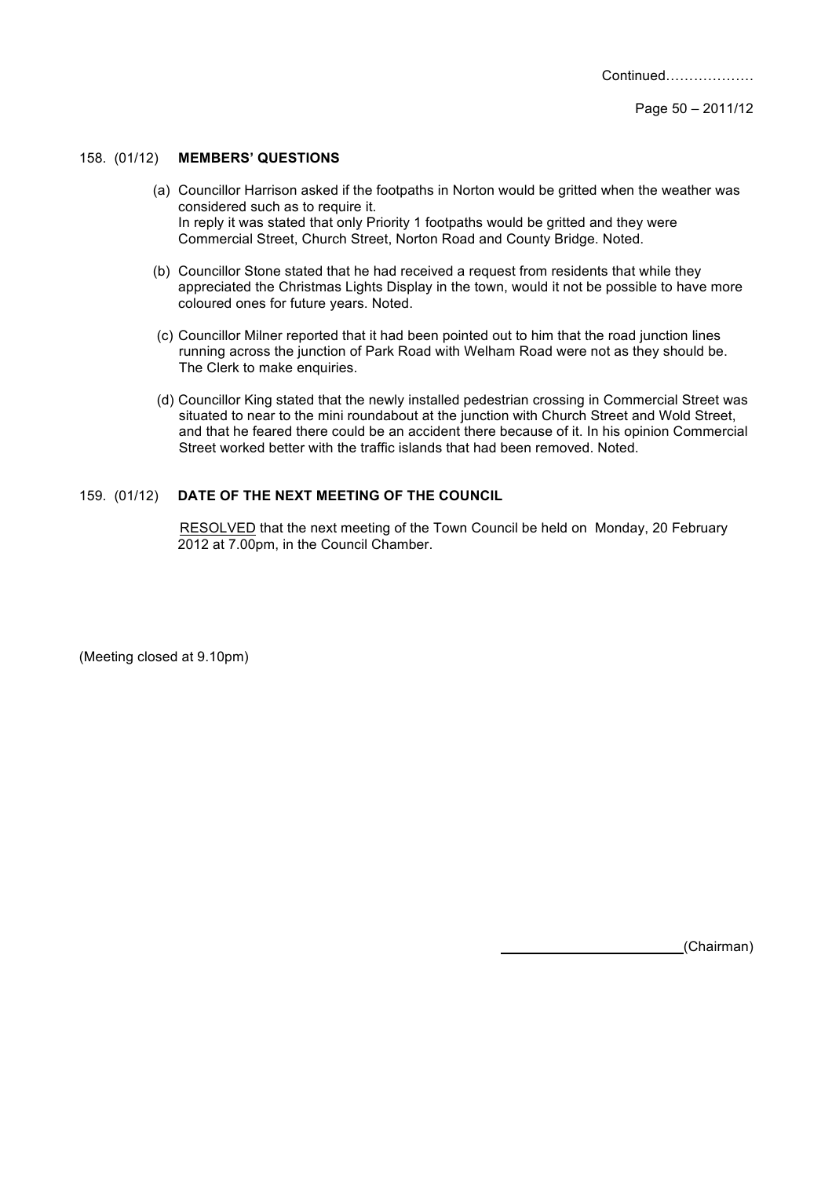Continued………………

158. (01/12) **MEMBERS' QUESTIONS**

(a) Councillor Harrison asked if the footpaths in Norton would be gritted when the weather was considered such as to require it.
In reply it was stated that only Priority 1 footpaths would be gritted and they were Commercial Street, Church Street, Norton Road and County Bridge. Noted.

(b) Councillor Stone stated that he had received a request from residents that while they appreciated the Christmas Lights Display in the town, would it not be possible to have more coloured ones for future years. Noted.

(c) Councillor Milner reported that it had been pointed out to him that the road junction lines running across the junction of Park Road with Welham Road were not as they should be. The Clerk to make enquiries.

(d) Councillor King stated that the newly installed pedestrian crossing in Commercial Street was situated to near to the mini roundabout at the junction with Church Street and Wold Street, and that he feared there could be an accident there because of it. In his opinion Commercial Street worked better with the traffic islands that had been removed. Noted.

159. (01/12) **DATE OF THE NEXT MEETING OF THE COUNCIL**

RESOLVED that the next meeting of the Town Council be held on Monday, 20 February 2012 at 7.00pm, in the Council Chamber.

(Meeting closed at 9.10pm)

________________________(Chairman)